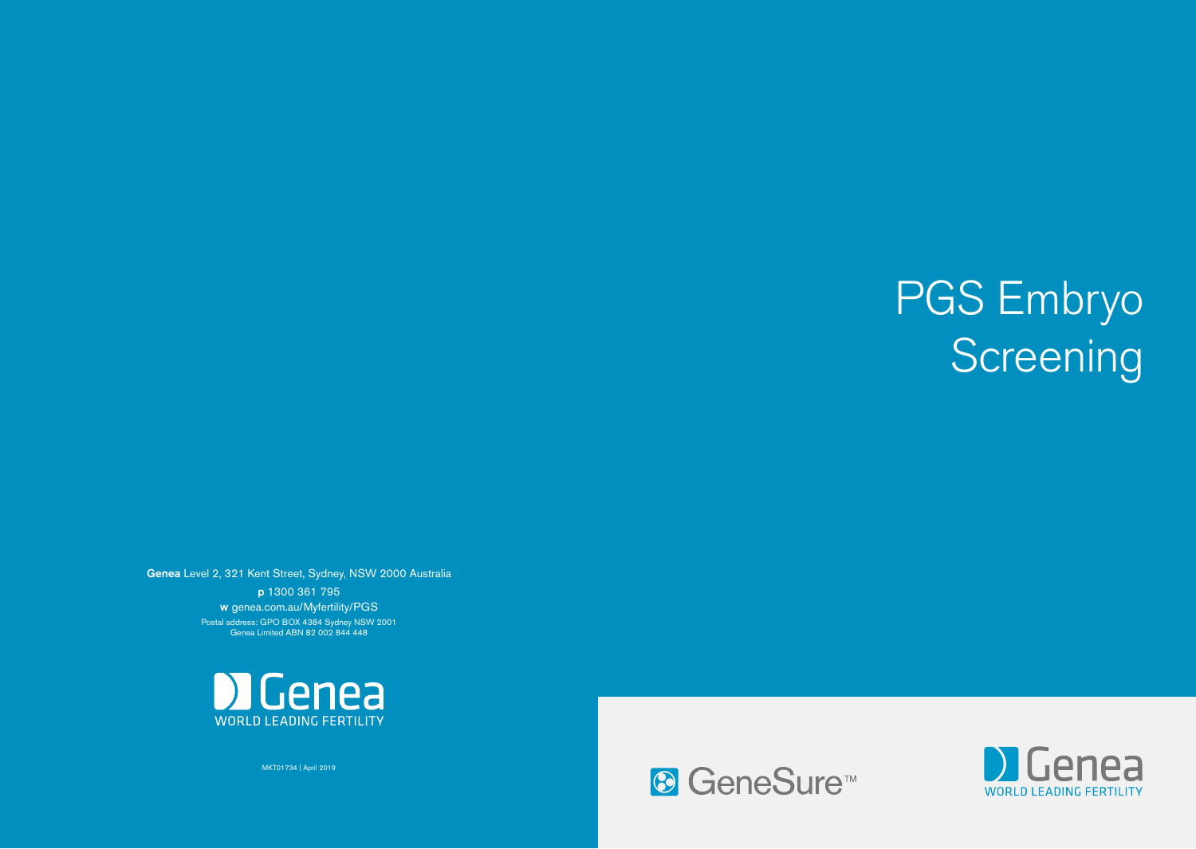# PGS Embryo Screening

GeneSure™

Genea
WORLD LEADING FERTILITY

**Genea** Level 2, 321 Kent Street, Sydney, NSW 2000 Australia

**p** 1300 361 795

**w** genea.com.au/Myfertility/PGS

Postal address: GPO BOX 4384 Sydney NSW 2001
Genea Limited ABN 82 002 844 448

Genea
WORLD LEADING FERTILITY

MKT01734 | April 2019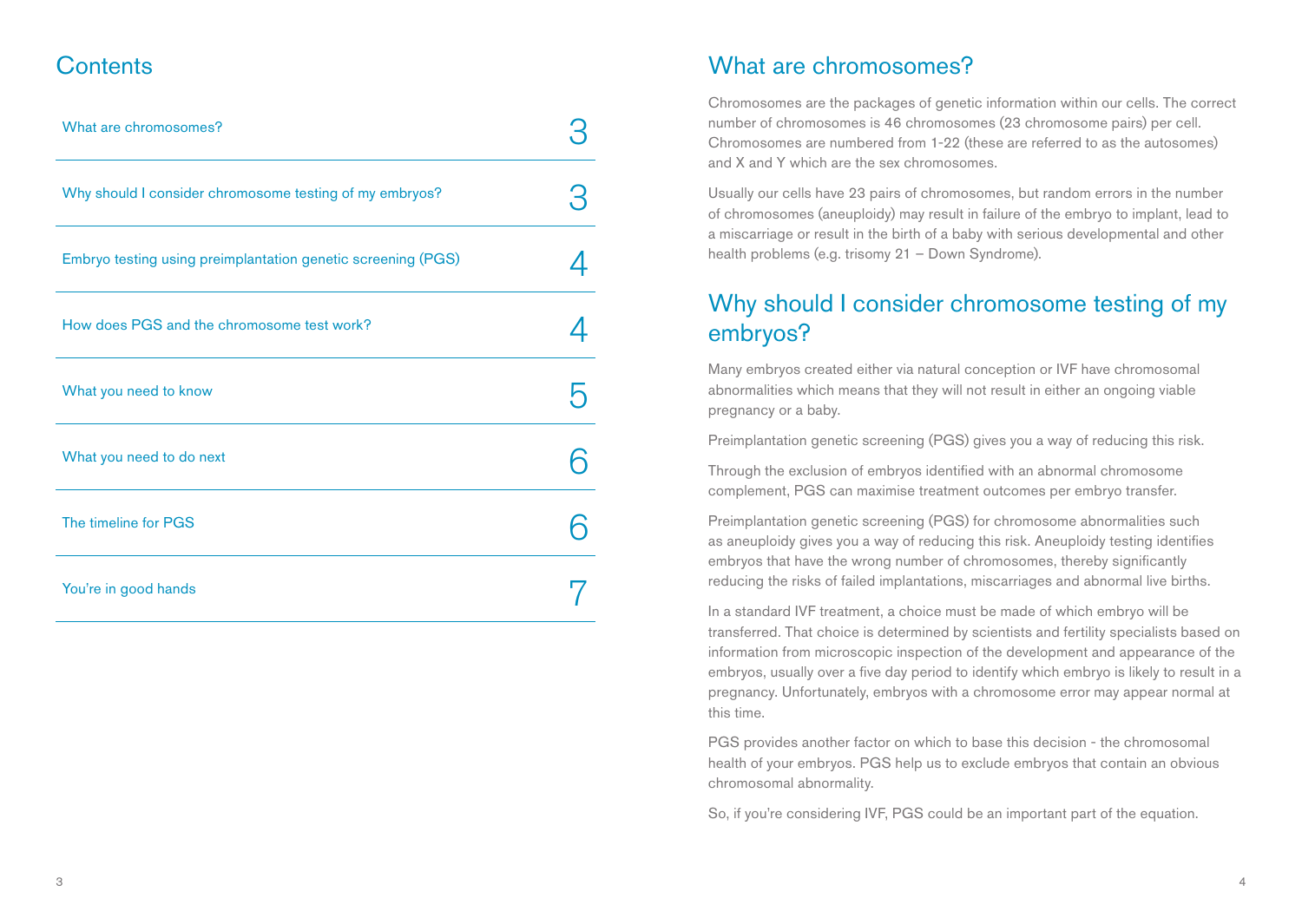## Contents

| | |
|---|---|
| What are chromosomes? | 3 |
| Why should I consider chromosome testing of my embryos? | 3 |
| Embryo testing using preimplantation genetic screening (PGS) | 4 |
| How does PGS and the chromosome test work? | 4 |
| What you need to know | 5 |
| What you need to do next | 6 |
| The timeline for PGS | 6 |
| You're in good hands | 7 |

## What are chromosomes?

Chromosomes are the packages of genetic information within our cells. The correct number of chromosomes is 46 chromosomes (23 chromosome pairs) per cell. Chromosomes are numbered from 1-22 (these are referred to as the autosomes) and X and Y which are the sex chromosomes.

Usually our cells have 23 pairs of chromosomes, but random errors in the number of chromosomes (aneuploidy) may result in failure of the embryo to implant, lead to a miscarriage or result in the birth of a baby with serious developmental and other health problems (e.g. trisomy 21 – Down Syndrome).

## Why should I consider chromosome testing of my embryos?

Many embryos created either via natural conception or IVF have chromosomal abnormalities which means that they will not result in either an ongoing viable pregnancy or a baby.

Preimplantation genetic screening (PGS) gives you a way of reducing this risk.

Through the exclusion of embryos identified with an abnormal chromosome complement, PGS can maximise treatment outcomes per embryo transfer.

Preimplantation genetic screening (PGS) for chromosome abnormalities such as aneuploidy gives you a way of reducing this risk. Aneuploidy testing identifies embryos that have the wrong number of chromosomes, thereby significantly reducing the risks of failed implantations, miscarriages and abnormal live births.

In a standard IVF treatment, a choice must be made of which embryo will be transferred. That choice is determined by scientists and fertility specialists based on information from microscopic inspection of the development and appearance of the embryos, usually over a five day period to identify which embryo is likely to result in a pregnancy. Unfortunately, embryos with a chromosome error may appear normal at this time.

PGS provides another factor on which to base this decision - the chromosomal health of your embryos. PGS help us to exclude embryos that contain an obvious chromosomal abnormality.

So, if you're considering IVF, PGS could be an important part of the equation.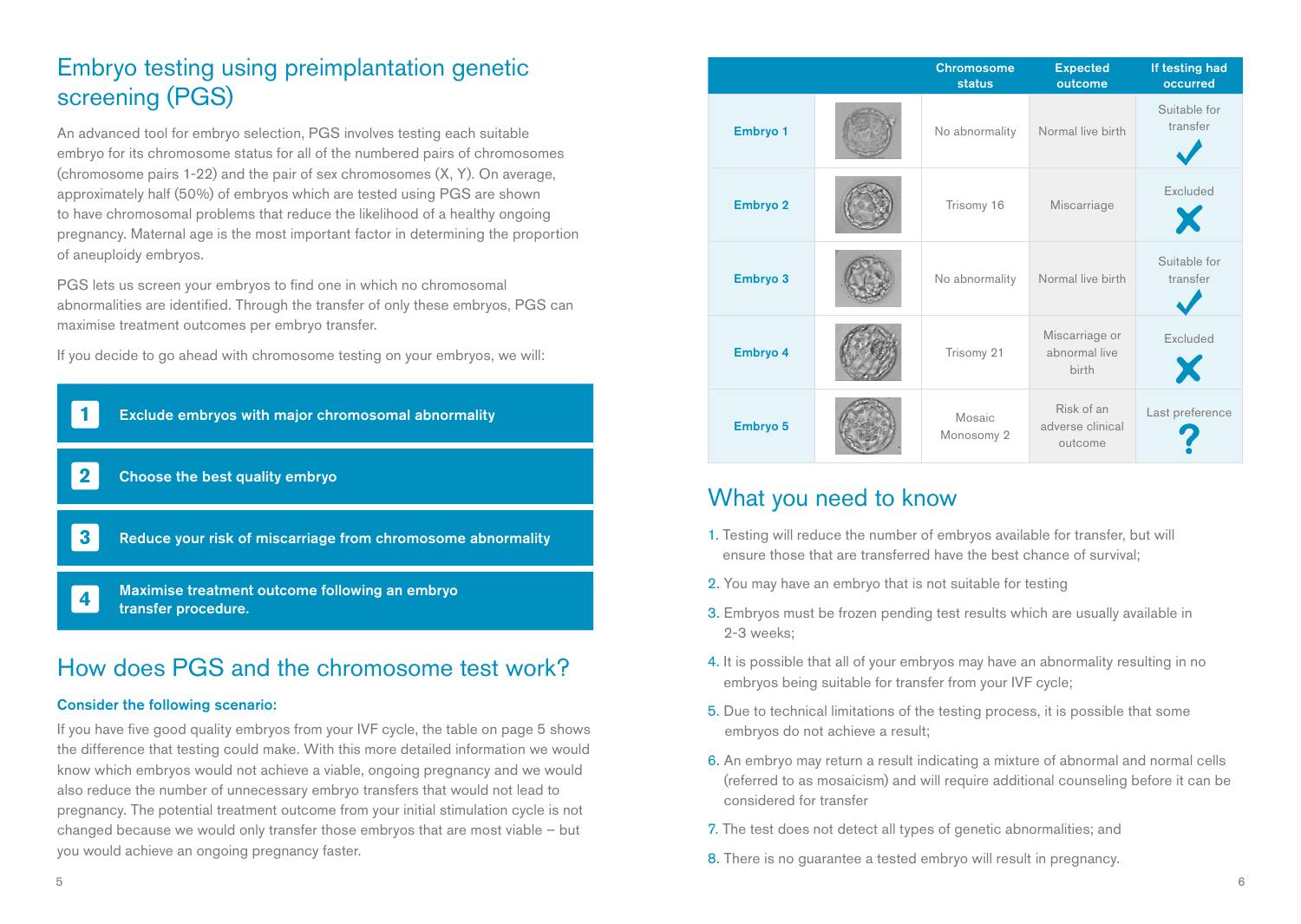# Embryo testing using preimplantation genetic screening (PGS)

An advanced tool for embryo selection, PGS involves testing each suitable embryo for its chromosome status for all of the numbered pairs of chromosomes (chromosome pairs 1-22) and the pair of sex chromosomes (X, Y). On average, approximately half (50%) of embryos which are tested using PGS are shown to have chromosomal problems that reduce the likelihood of a healthy ongoing pregnancy. Maternal age is the most important factor in determining the proportion of aneuploidy embryos.

PGS lets us screen your embryos to find one in which no chromosomal abnormalities are identified. Through the transfer of only these embryos, PGS can maximise treatment outcomes per embryo transfer.

If you decide to go ahead with chromosome testing on your embryos, we will:

1. **Exclude embryos with major chromosomal abnormality**
2. **Choose the best quality embryo**
3. **Reduce your risk of miscarriage from chromosome abnormality**
4. **Maximise treatment outcome following an embryo transfer procedure.**

## How does PGS and the chromosome test work?

### Consider the following scenario:

If you have five good quality embryos from your IVF cycle, the table on page 5 shows the difference that testing could make. With this more detailed information we would know which embryos would not achieve a viable, ongoing pregnancy and we would also reduce the number of unnecessary embryo transfers that would not lead to pregnancy. The potential treatment outcome from your initial stimulation cycle is not changed because we would only transfer those embryos that are most viable – but you would achieve an ongoing pregnancy faster.

| | | Chromosome status | Expected outcome | If testing had occurred |
|---|---|---|---|---|
| Embryo 1 | | No abnormality | Normal live birth | Suitable for transfer ✓ |
| Embryo 2 | | Trisomy 16 | Miscarriage | Excluded ✗ |
| Embryo 3 | | No abnormality | Normal live birth | Suitable for transfer ✓ |
| Embryo 4 | | Trisomy 21 | Miscarriage or abnormal live birth | Excluded ✗ |
| Embryo 5 | | Mosaic Monosomy 2 | Risk of an adverse clinical outcome | Last preference ? |

## What you need to know

1. Testing will reduce the number of embryos available for transfer, but will ensure those that are transferred have the best chance of survival;
2. You may have an embryo that is not suitable for testing
3. Embryos must be frozen pending test results which are usually available in 2-3 weeks;
4. It is possible that all of your embryos may have an abnormality resulting in no embryos being suitable for transfer from your IVF cycle;
5. Due to technical limitations of the testing process, it is possible that some embryos do not achieve a result;
6. An embryo may return a result indicating a mixture of abnormal and normal cells (referred to as mosaicism) and will require additional counseling before it can be considered for transfer
7. The test does not detect all types of genetic abnormalities; and
8. There is no guarantee a tested embryo will result in pregnancy.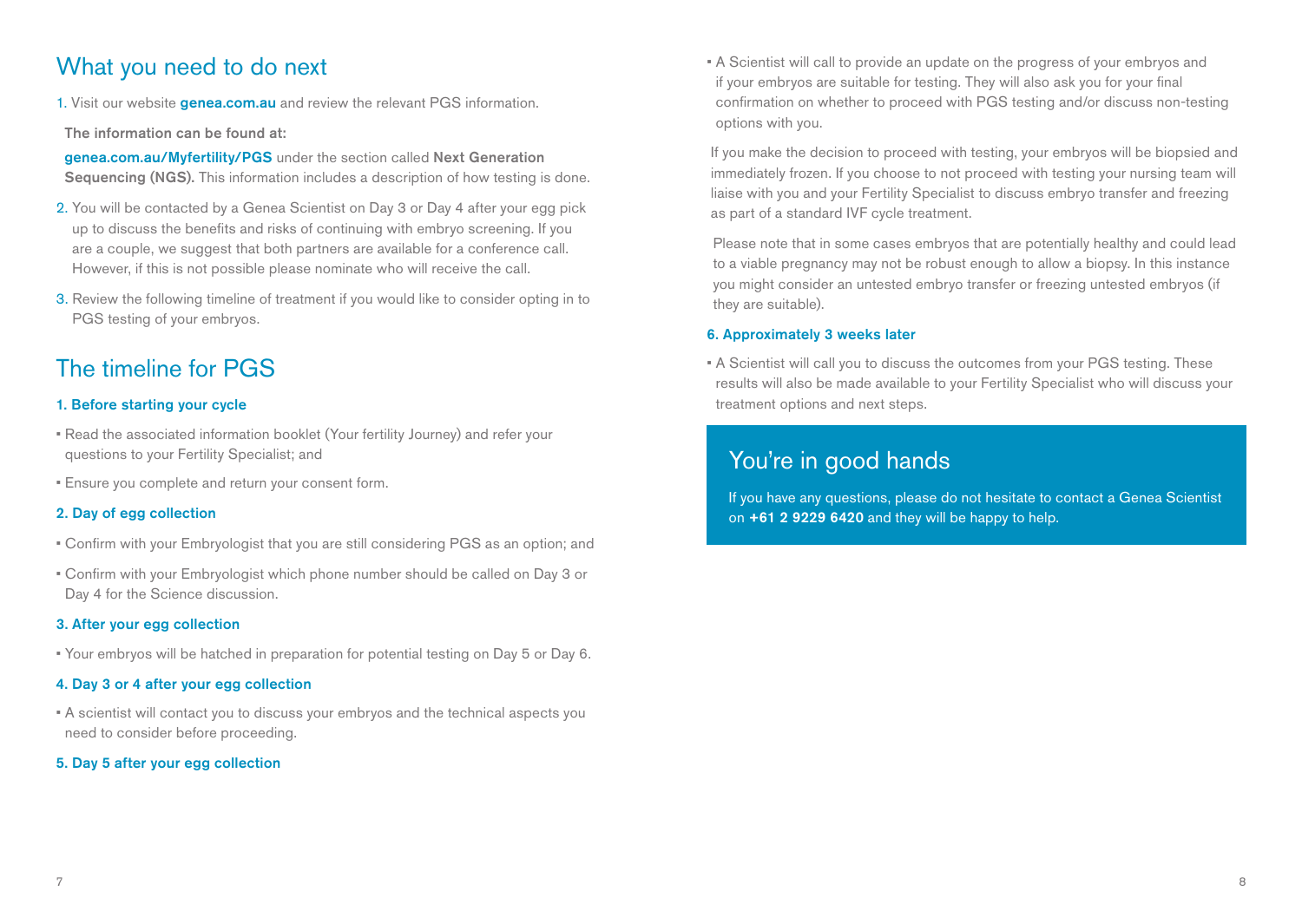## What you need to do next

1. Visit our website **genea.com.au** and review the relevant PGS information.

   **The information can be found at:**

   **genea.com.au/Myfertility/PGS** under the section called **Next Generation Sequencing (NGS).** This information includes a description of how testing is done.

2. You will be contacted by a Genea Scientist on Day 3 or Day 4 after your egg pick up to discuss the benefits and risks of continuing with embryo screening. If you are a couple, we suggest that both partners are available for a conference call. However, if this is not possible please nominate who will receive the call.

3. Review the following timeline of treatment if you would like to consider opting in to PGS testing of your embryos.

## The timeline for PGS

### 1. Before starting your cycle

- Read the associated information booklet (Your fertility Journey) and refer your questions to your Fertility Specialist; and
- Ensure you complete and return your consent form.

### 2. Day of egg collection

- Confirm with your Embryologist that you are still considering PGS as an option; and
- Confirm with your Embryologist which phone number should be called on Day 3 or Day 4 for the Science discussion.

### 3. After your egg collection

- Your embryos will be hatched in preparation for potential testing on Day 5 or Day 6.

### 4. Day 3 or 4 after your egg collection

- A scientist will contact you to discuss your embryos and the technical aspects you need to consider before proceeding.

### 5. Day 5 after your egg collection

- A Scientist will call to provide an update on the progress of your embryos and if your embryos are suitable for testing. They will also ask you for your final confirmation on whether to proceed with PGS testing and/or discuss non-testing options with you.

If you make the decision to proceed with testing, your embryos will be biopsied and immediately frozen. If you choose to not proceed with testing your nursing team will liaise with you and your Fertility Specialist to discuss embryo transfer and freezing as part of a standard IVF cycle treatment.

Please note that in some cases embryos that are potentially healthy and could lead to a viable pregnancy may not be robust enough to allow a biopsy. In this instance you might consider an untested embryo transfer or freezing untested embryos (if they are suitable).

### 6. Approximately 3 weeks later

- A Scientist will call you to discuss the outcomes from your PGS testing. These results will also be made available to your Fertility Specialist who will discuss your treatment options and next steps.

## You're in good hands

If you have any questions, please do not hesitate to contact a Genea Scientist on **+61 2 9229 6420** and they will be happy to help.